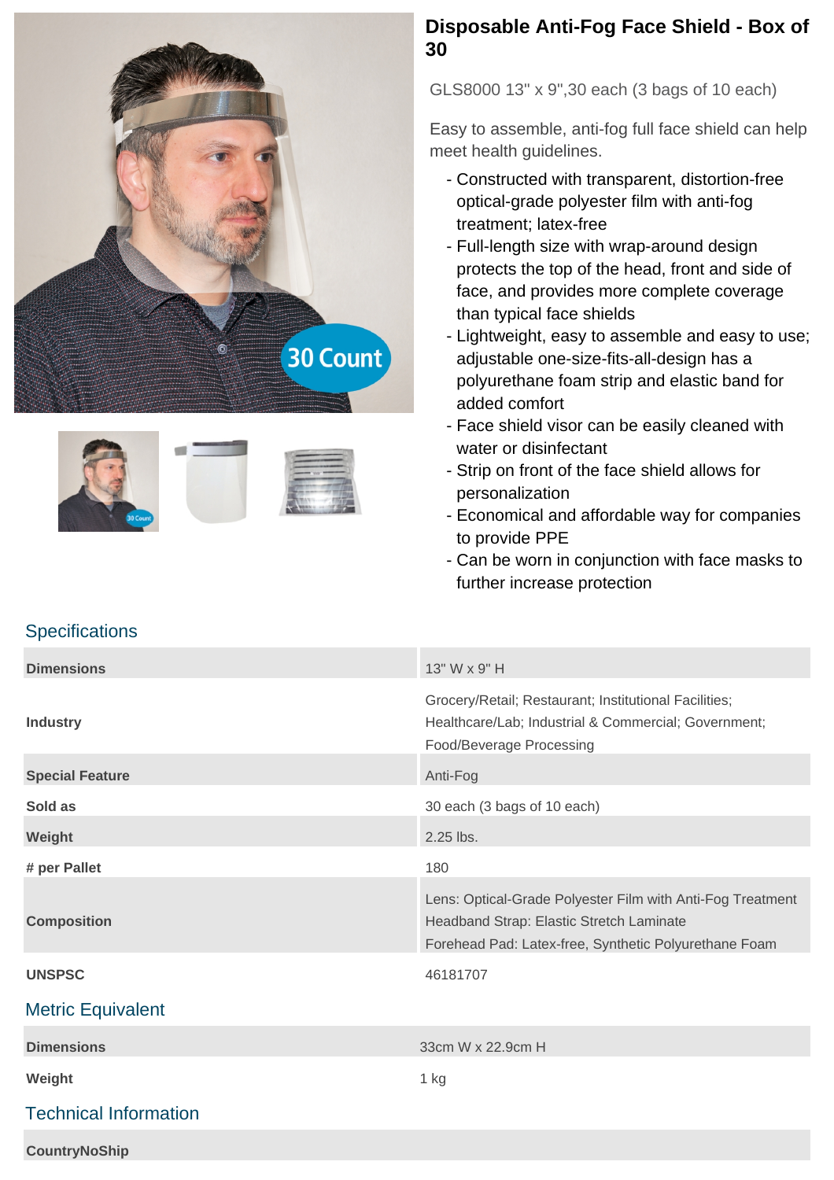# Disposable Anti-Fog Face Shield - Box of 30

GLS8000 13" x 9",30 each (3 bags of 10 each)

Easy to assemble, anti-fog full face shield can help meet health guidelines.

- Constructed with transparent, distortion-free optical-grade polyester film with anti-fog treatment; latex-free
- Full-length size with wrap-around design protects the top of the head, front and side of face, and provides more complete coverage than typical face shields
- Lightweight, easy to assemble and easy to use; adjustable one-size-fits-all-design has a polyurethane foam strip and elastic band for added comfort
- Face shield visor can be easily cleaned with water or disinfectant
- Strip on front of the face shield allows for personalization
- Economical and affordable way for companies to provide PPE
- Can be worn in conjunction with face masks to further increase protection

## Specifications

| | |
|---|---|
| **Dimensions** | 13" W x 9" H |
| **Industry** | Grocery/Retail; Restaurant; Institutional Facilities; Healthcare/Lab; Industrial & Commercial; Government; Food/Beverage Processing |
| **Special Feature** | Anti-Fog |
| **Sold as** | 30 each (3 bags of 10 each) |
| **Weight** | 2.25 lbs. |
| **# per Pallet** | 180 |
| **Composition** | Lens: Optical-Grade Polyester Film with Anti-Fog Treatment<br>Headband Strap: Elastic Stretch Laminate<br>Forehead Pad: Latex-free, Synthetic Polyurethane Foam |
| **UNSPSC** | 46181707 |

## Metric Equivalent

| | |
|---|---|
| **Dimensions** | 33cm W x 22.9cm H |
| **Weight** | 1 kg |

## Technical Information

| | |
|---|---|
| **CountryNoShip** | |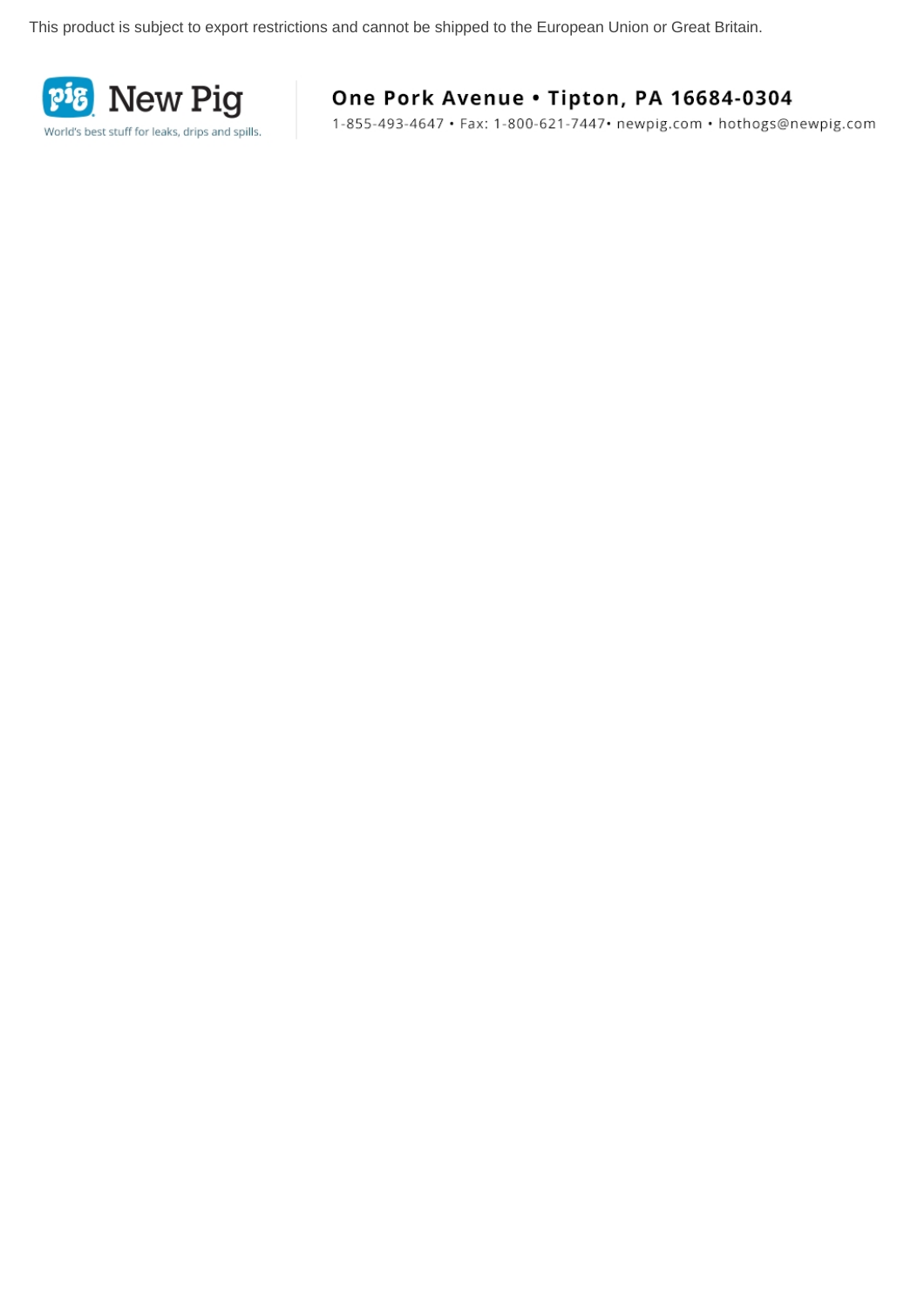This product is subject to export restrictions and cannot be shipped to the European Union or Great Britain.

New Pig

World's best stuff for leaks, drips and spills.

**One Pork Avenue • Tipton, PA 16684-0304**

1-855-493-4647 • Fax: 1-800-621-7447• newpig.com • hothogs@newpig.com